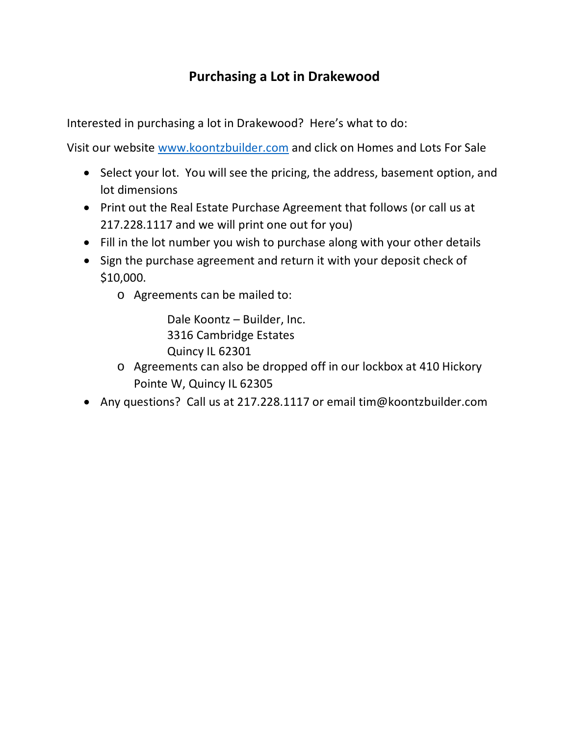# Purchasing a Lot in Drakewood

Interested in purchasing a lot in Drakewood? Here's what to do:

Visit our website www.koontzbuilder.com and click on Homes and Lots For Sale

- Select your lot. You will see the pricing, the address, basement option, and lot dimensions
- Print out the Real Estate Purchase Agreement that follows (or call us at 217.228.1117 and we will print one out for you)
- Fill in the lot number you wish to purchase along with your other details
- Sign the purchase agreement and return it with your deposit check of $10,000.
  - Agreements can be mailed to:

    Dale Koontz – Builder, Inc.
    3316 Cambridge Estates
    Quincy IL 62301
  - Agreements can also be dropped off in our lockbox at 410 Hickory Pointe W, Quincy IL 62305
- Any questions? Call us at 217.228.1117 or email tim@koontzbuilder.com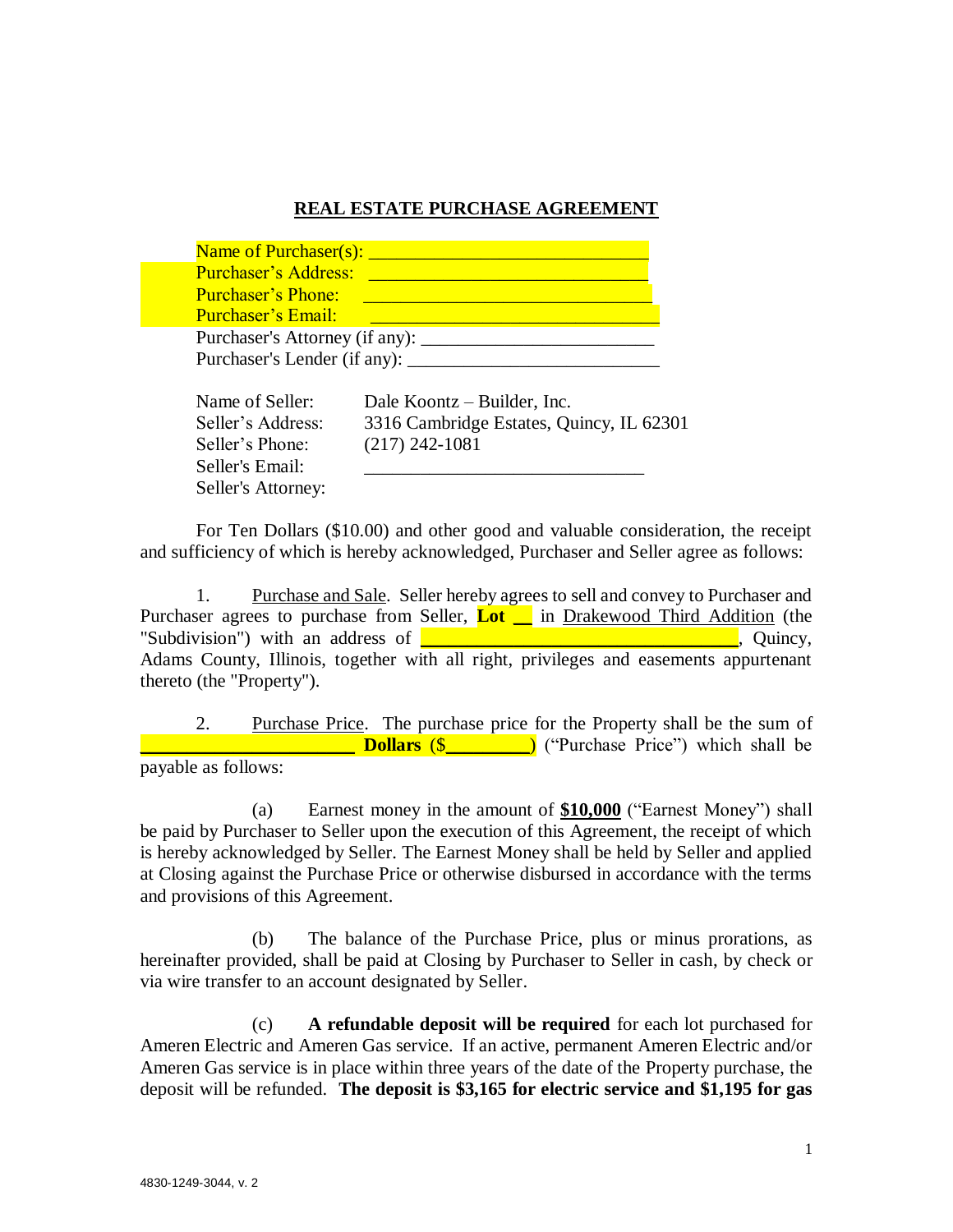# REAL ESTATE PURCHASE AGREEMENT

Name of Purchaser(s): ______________________________
Purchaser's Address: ______________________________
Purchaser's Phone: ______________________________
Purchaser's Email: ______________________________
Purchaser's Attorney (if any): __________________________
Purchaser's Lender (if any): ___________________________

Name of Seller: Dale Koontz – Builder, Inc.
Seller's Address: 3316 Cambridge Estates, Quincy, IL 62301
Seller's Phone: (217) 242-1081
Seller's Email: ______________________________
Seller's Attorney:

For Ten Dollars ($10.00) and other good and valuable consideration, the receipt and sufficiency of which is hereby acknowledged, Purchaser and Seller agree as follows:

1. Purchase and Sale. Seller hereby agrees to sell and convey to Purchaser and Purchaser agrees to purchase from Seller, **Lot __** in Drakewood Third Addition (the "Subdivision") with an address of **________________________________**, Quincy, Adams County, Illinois, together with all right, privileges and easements appurtenant thereto (the "Property").

2. Purchase Price. The purchase price for the Property shall be the sum of **______________________ Dollars** ($_________) ("Purchase Price") which shall be payable as follows:

(a) Earnest money in the amount of **$10,000** ("Earnest Money") shall be paid by Purchaser to Seller upon the execution of this Agreement, the receipt of which is hereby acknowledged by Seller. The Earnest Money shall be held by Seller and applied at Closing against the Purchase Price or otherwise disbursed in accordance with the terms and provisions of this Agreement.

(b) The balance of the Purchase Price, plus or minus prorations, as hereinafter provided, shall be paid at Closing by Purchaser to Seller in cash, by check or via wire transfer to an account designated by Seller.

(c) **A refundable deposit will be required** for each lot purchased for Ameren Electric and Ameren Gas service. If an active, permanent Ameren Electric and/or Ameren Gas service is in place within three years of the date of the Property purchase, the deposit will be refunded. **The deposit is $3,165 for electric service and $1,195 for gas**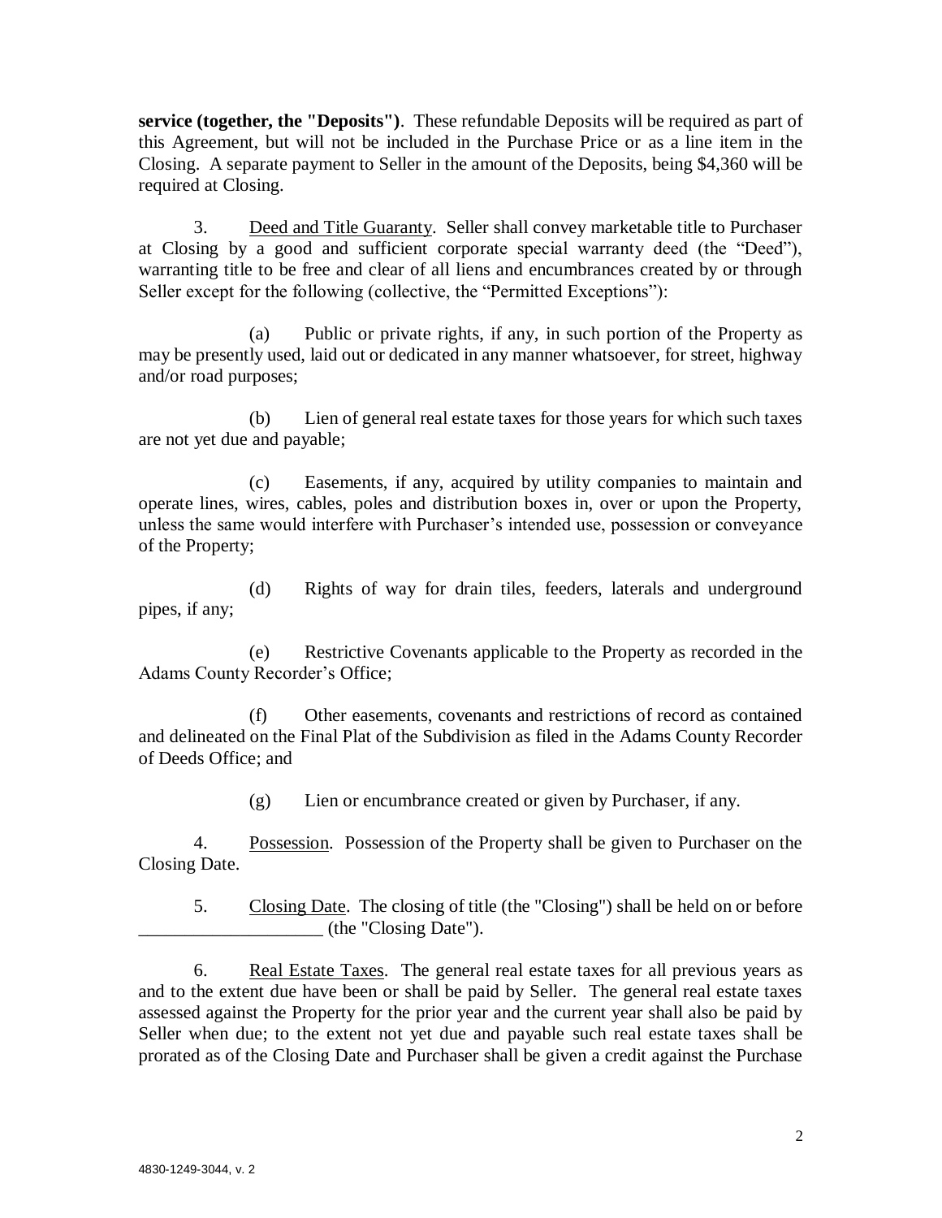**service (together, the "Deposits")**. These refundable Deposits will be required as part of this Agreement, but will not be included in the Purchase Price or as a line item in the Closing. A separate payment to Seller in the amount of the Deposits, being $4,360 will be required at Closing.

3. Deed and Title Guaranty. Seller shall convey marketable title to Purchaser at Closing by a good and sufficient corporate special warranty deed (the "Deed"), warranting title to be free and clear of all liens and encumbrances created by or through Seller except for the following (collective, the "Permitted Exceptions"):

(a) Public or private rights, if any, in such portion of the Property as may be presently used, laid out or dedicated in any manner whatsoever, for street, highway and/or road purposes;

(b) Lien of general real estate taxes for those years for which such taxes are not yet due and payable;

(c) Easements, if any, acquired by utility companies to maintain and operate lines, wires, cables, poles and distribution boxes in, over or upon the Property, unless the same would interfere with Purchaser's intended use, possession or conveyance of the Property;

(d) Rights of way for drain tiles, feeders, laterals and underground pipes, if any;

(e) Restrictive Covenants applicable to the Property as recorded in the Adams County Recorder's Office;

(f) Other easements, covenants and restrictions of record as contained and delineated on the Final Plat of the Subdivision as filed in the Adams County Recorder of Deeds Office; and

(g) Lien or encumbrance created or given by Purchaser, if any.

4. Possession. Possession of the Property shall be given to Purchaser on the Closing Date.

5. Closing Date. The closing of title (the "Closing") shall be held on or before ____________________ (the "Closing Date").

6. Real Estate Taxes. The general real estate taxes for all previous years as and to the extent due have been or shall be paid by Seller. The general real estate taxes assessed against the Property for the prior year and the current year shall also be paid by Seller when due; to the extent not yet due and payable such real estate taxes shall be prorated as of the Closing Date and Purchaser shall be given a credit against the Purchase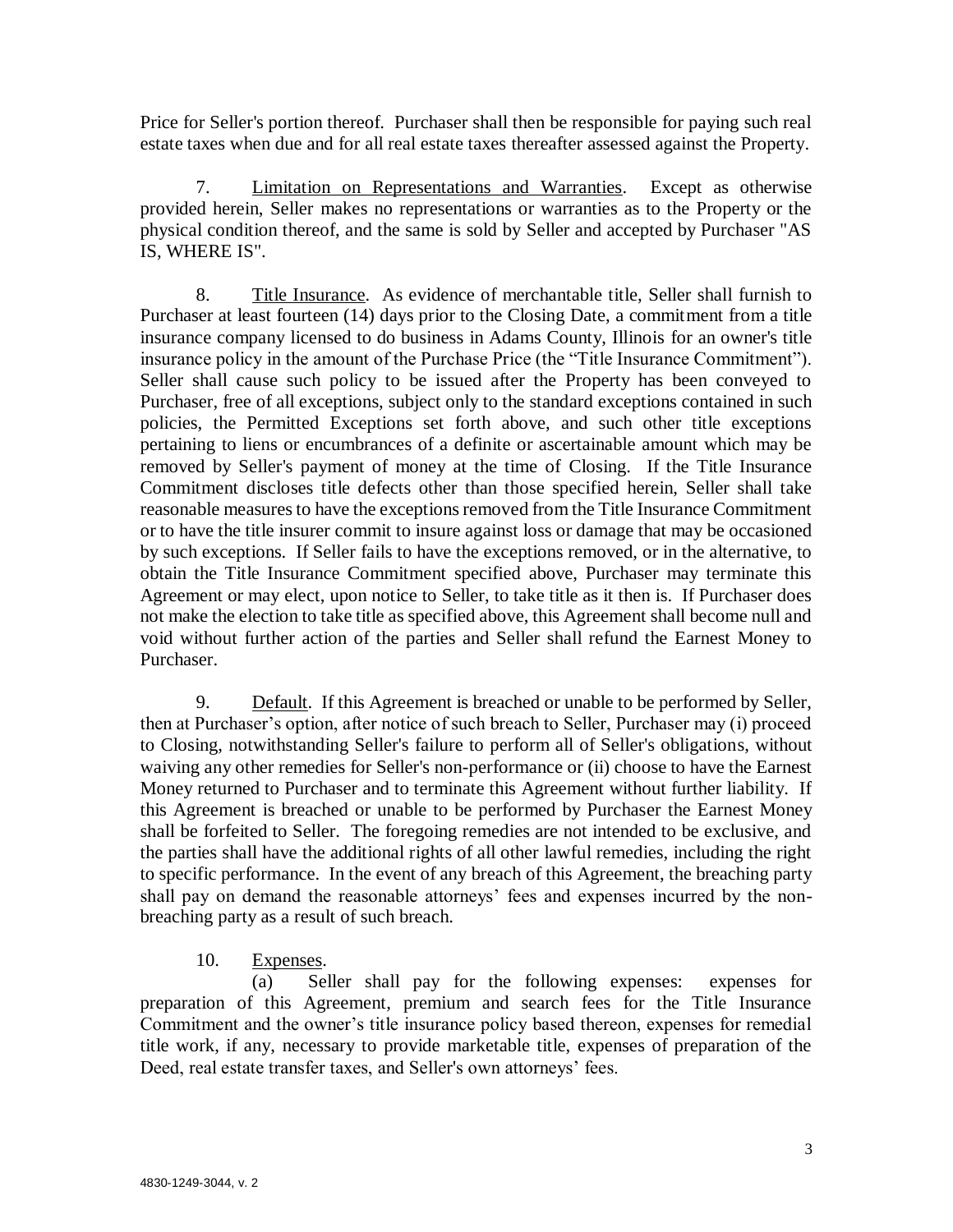Price for Seller's portion thereof. Purchaser shall then be responsible for paying such real estate taxes when due and for all real estate taxes thereafter assessed against the Property.

7. Limitation on Representations and Warranties. Except as otherwise provided herein, Seller makes no representations or warranties as to the Property or the physical condition thereof, and the same is sold by Seller and accepted by Purchaser "AS IS, WHERE IS".

8. Title Insurance. As evidence of merchantable title, Seller shall furnish to Purchaser at least fourteen (14) days prior to the Closing Date, a commitment from a title insurance company licensed to do business in Adams County, Illinois for an owner's title insurance policy in the amount of the Purchase Price (the "Title Insurance Commitment"). Seller shall cause such policy to be issued after the Property has been conveyed to Purchaser, free of all exceptions, subject only to the standard exceptions contained in such policies, the Permitted Exceptions set forth above, and such other title exceptions pertaining to liens or encumbrances of a definite or ascertainable amount which may be removed by Seller's payment of money at the time of Closing. If the Title Insurance Commitment discloses title defects other than those specified herein, Seller shall take reasonable measures to have the exceptions removed from the Title Insurance Commitment or to have the title insurer commit to insure against loss or damage that may be occasioned by such exceptions. If Seller fails to have the exceptions removed, or in the alternative, to obtain the Title Insurance Commitment specified above, Purchaser may terminate this Agreement or may elect, upon notice to Seller, to take title as it then is. If Purchaser does not make the election to take title as specified above, this Agreement shall become null and void without further action of the parties and Seller shall refund the Earnest Money to Purchaser.

9. Default. If this Agreement is breached or unable to be performed by Seller, then at Purchaser's option, after notice of such breach to Seller, Purchaser may (i) proceed to Closing, notwithstanding Seller's failure to perform all of Seller's obligations, without waiving any other remedies for Seller's non-performance or (ii) choose to have the Earnest Money returned to Purchaser and to terminate this Agreement without further liability. If this Agreement is breached or unable to be performed by Purchaser the Earnest Money shall be forfeited to Seller. The foregoing remedies are not intended to be exclusive, and the parties shall have the additional rights of all other lawful remedies, including the right to specific performance. In the event of any breach of this Agreement, the breaching party shall pay on demand the reasonable attorneys' fees and expenses incurred by the non-breaching party as a result of such breach.

10. Expenses.

(a) Seller shall pay for the following expenses: expenses for preparation of this Agreement, premium and search fees for the Title Insurance Commitment and the owner's title insurance policy based thereon, expenses for remedial title work, if any, necessary to provide marketable title, expenses of preparation of the Deed, real estate transfer taxes, and Seller's own attorneys' fees.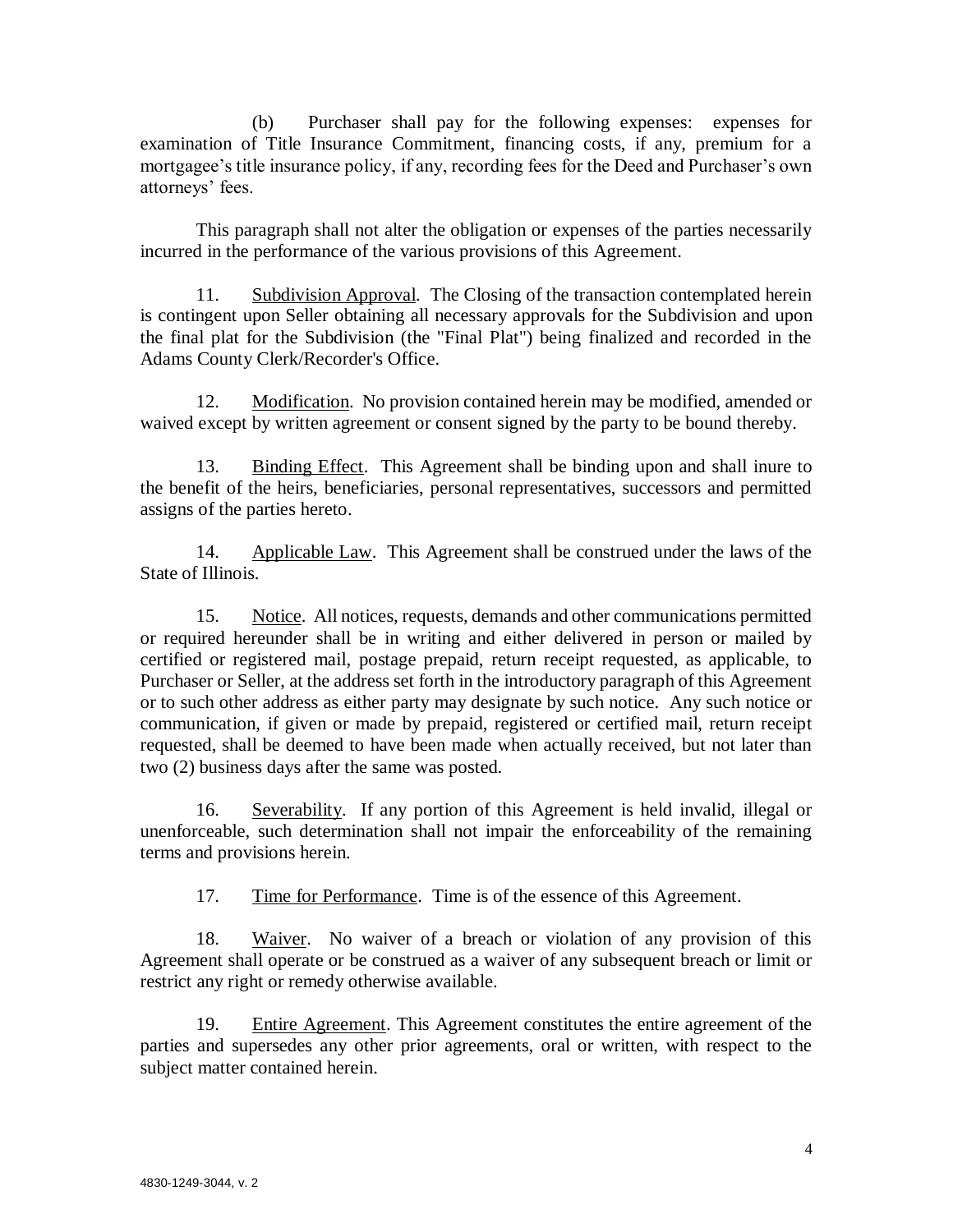(b) Purchaser shall pay for the following expenses: expenses for examination of Title Insurance Commitment, financing costs, if any, premium for a mortgagee's title insurance policy, if any, recording fees for the Deed and Purchaser's own attorneys' fees.

This paragraph shall not alter the obligation or expenses of the parties necessarily incurred in the performance of the various provisions of this Agreement.

11. Subdivision Approval. The Closing of the transaction contemplated herein is contingent upon Seller obtaining all necessary approvals for the Subdivision and upon the final plat for the Subdivision (the "Final Plat") being finalized and recorded in the Adams County Clerk/Recorder's Office.

12. Modification. No provision contained herein may be modified, amended or waived except by written agreement or consent signed by the party to be bound thereby.

13. Binding Effect. This Agreement shall be binding upon and shall inure to the benefit of the heirs, beneficiaries, personal representatives, successors and permitted assigns of the parties hereto.

14. Applicable Law. This Agreement shall be construed under the laws of the State of Illinois.

15. Notice. All notices, requests, demands and other communications permitted or required hereunder shall be in writing and either delivered in person or mailed by certified or registered mail, postage prepaid, return receipt requested, as applicable, to Purchaser or Seller, at the address set forth in the introductory paragraph of this Agreement or to such other address as either party may designate by such notice. Any such notice or communication, if given or made by prepaid, registered or certified mail, return receipt requested, shall be deemed to have been made when actually received, but not later than two (2) business days after the same was posted.

16. Severability. If any portion of this Agreement is held invalid, illegal or unenforceable, such determination shall not impair the enforceability of the remaining terms and provisions herein.

17. Time for Performance. Time is of the essence of this Agreement.

18. Waiver. No waiver of a breach or violation of any provision of this Agreement shall operate or be construed as a waiver of any subsequent breach or limit or restrict any right or remedy otherwise available.

19. Entire Agreement. This Agreement constitutes the entire agreement of the parties and supersedes any other prior agreements, oral or written, with respect to the subject matter contained herein.

4830-1249-3044, v. 2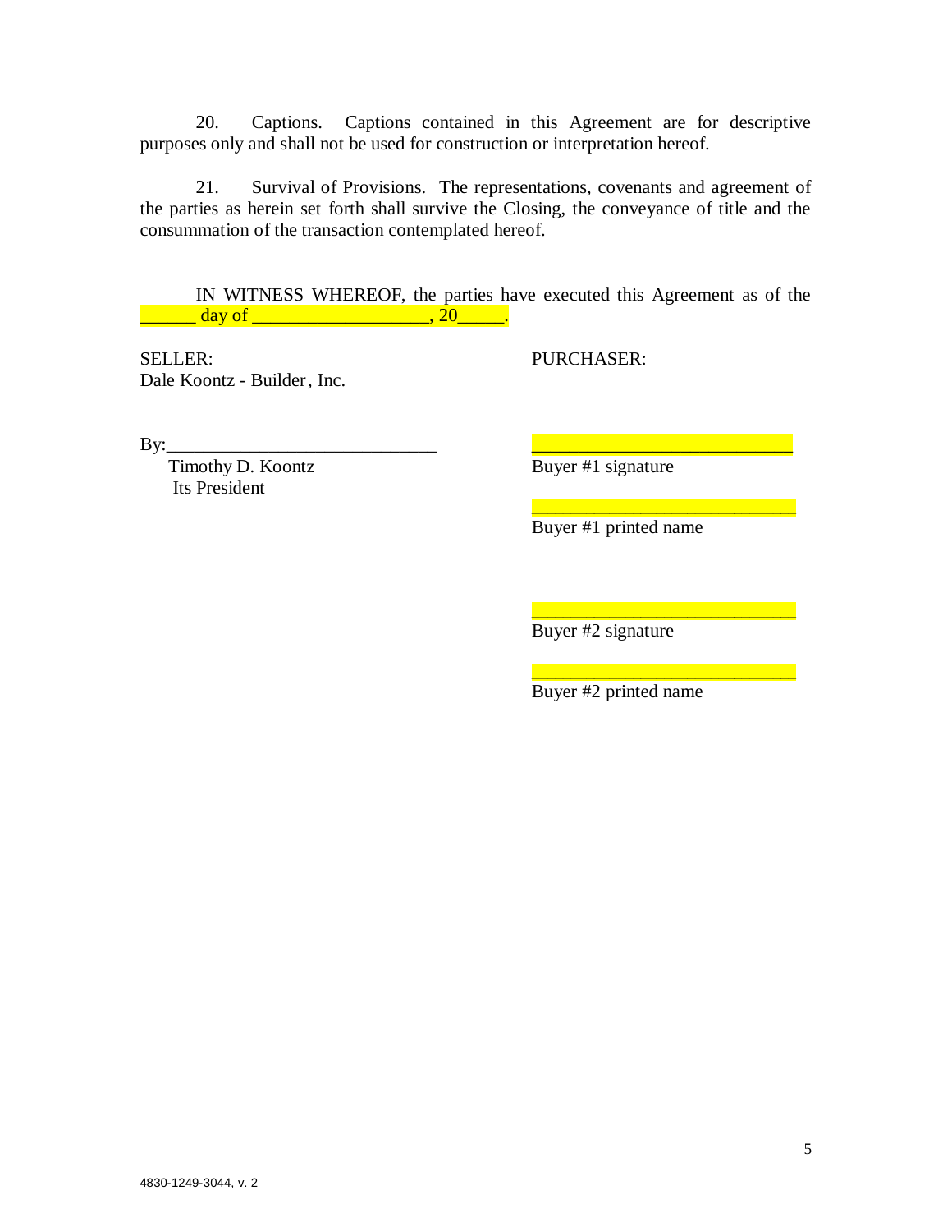20. Captions. Captions contained in this Agreement are for descriptive purposes only and shall not be used for construction or interpretation hereof.

21. Survival of Provisions. The representations, covenants and agreement of the parties as herein set forth shall survive the Closing, the conveyance of title and the consummation of the transaction contemplated hereof.

IN WITNESS WHEREOF, the parties have executed this Agreement as of the ______ day of ___________________, 20_____.

SELLER:
Dale Koontz - Builder, Inc.

By:_____________________________
Timothy D. Koontz
Its President

PURCHASER:

___________________________
Buyer #1 signature

___________________________
Buyer #1 printed name

___________________________
Buyer #2 signature

___________________________
Buyer #2 printed name

4830-1249-3044, v. 2